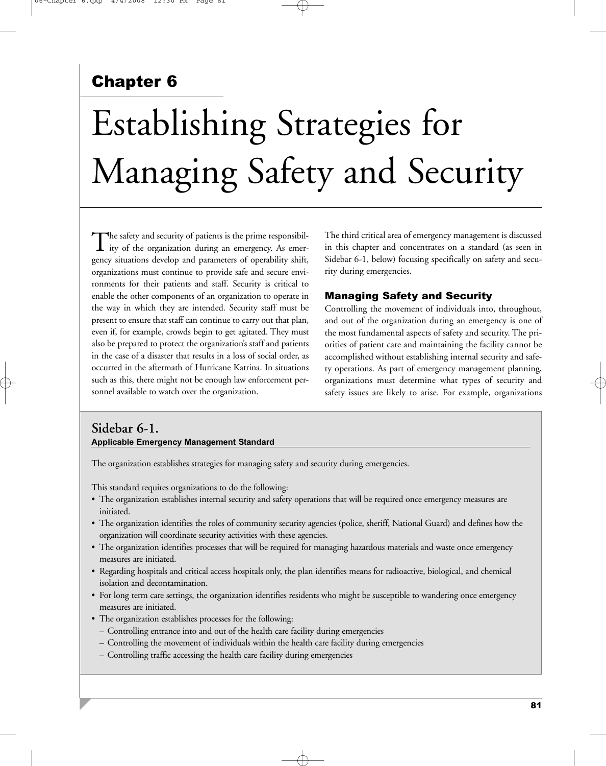## Chapter 6

# Establishing Strategies for Managing Safety and Security

The safety and security of patients is the prime responsibility of the organization during an emergency. As emergency situations develop and parameters of operability shift, organizations must continue to provide safe and secure environments for their patients and staff. Security is critical to enable the other components of an organization to operate in the way in which they are intended. Security staff must be present to ensure that staff can continue to carry out that plan, even if, for example, crowds begin to get agitated. They must also be prepared to protect the organization's staff and patients in the case of a disaster that results in a loss of social order, as occurred in the aftermath of Hurricane Katrina. In situations such as this, there might not be enough law enforcement personnel available to watch over the organization.

The third critical area of emergency management is discussed in this chapter and concentrates on a standard (as seen in Sidebar 6-1, below) focusing specifically on safety and security during emergencies.

### Managing Safety and Security

Controlling the movement of individuals into, throughout, and out of the organization during an emergency is one of the most fundamental aspects of safety and security. The priorities of patient care and maintaining the facility cannot be accomplished without establishing internal security and safety operations. As part of emergency management planning, organizations must determine what types of security and safety issues are likely to arise. For example, organizations

## Sidebar 6-1.

**Applicable Emergency Management Standard**

The organization establishes strategies for managing safety and security during emergencies.

This standard requires organizations to do the following:

- The organization establishes internal security and safety operations that will be required once emergency measures are initiated.
- The organization identifies the roles of community security agencies (police, sheriff, National Guard) and defines how the organization will coordinate security activities with these agencies.
- The organization identifies processes that will be required for managing hazardous materials and waste once emergency measures are initiated.
- Regarding hospitals and critical access hospitals only, the plan identifies means for radioactive, biological, and chemical isolation and decontamination.
- For long term care settings, the organization identifies residents who might be susceptible to wandering once emergency measures are initiated.
- The organization establishes processes for the following:
  - Controlling entrance into and out of the health care facility during emergencies
  - Controlling the movement of individuals within the health care facility during emergencies
  - Controlling traffic accessing the health care facility during emergencies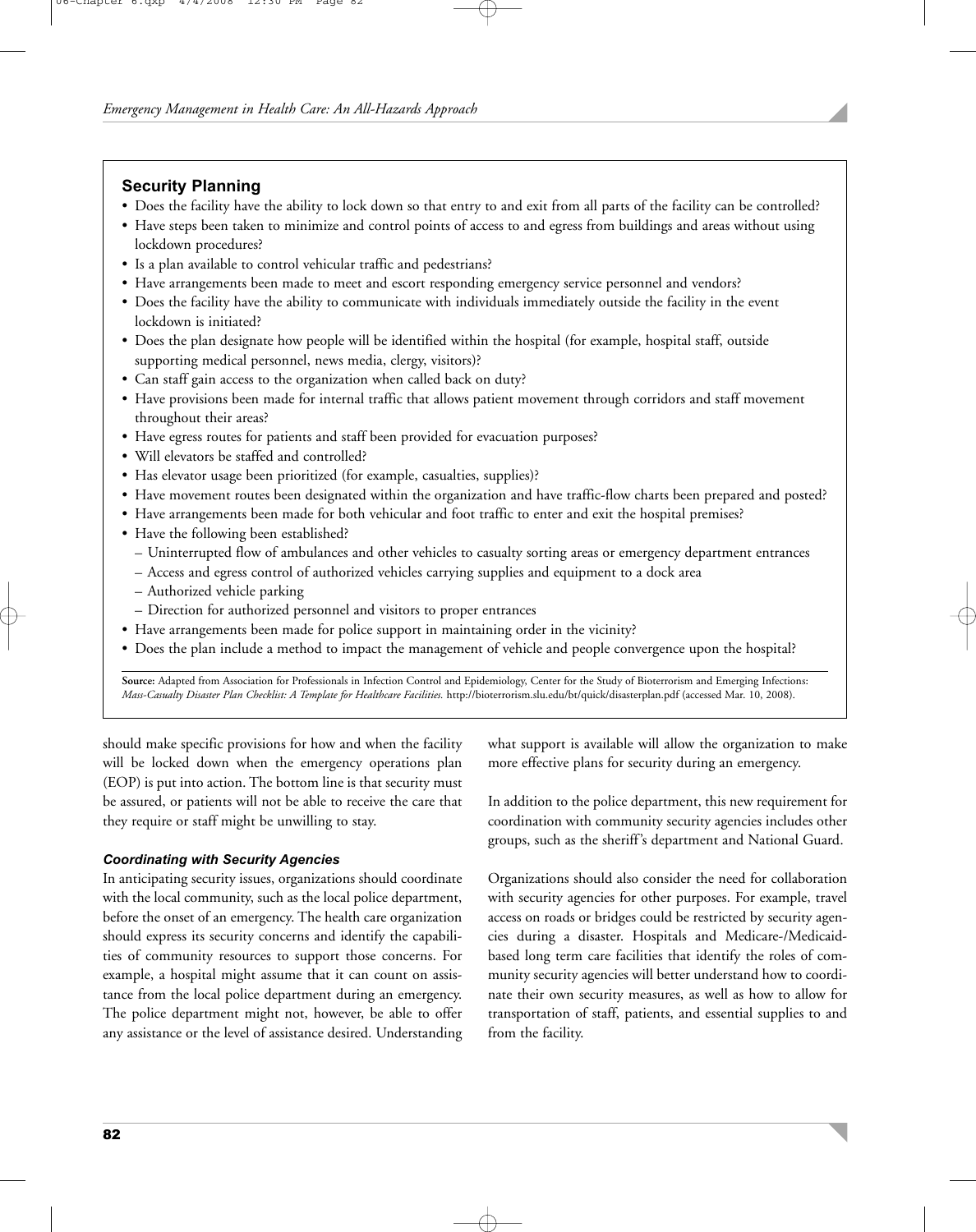## Security Planning

- Does the facility have the ability to lock down so that entry to and exit from all parts of the facility can be controlled?
- Have steps been taken to minimize and control points of access to and egress from buildings and areas without using lockdown procedures?
- Is a plan available to control vehicular traffic and pedestrians?
- Have arrangements been made to meet and escort responding emergency service personnel and vendors?
- Does the facility have the ability to communicate with individuals immediately outside the facility in the event lockdown is initiated?
- Does the plan designate how people will be identified within the hospital (for example, hospital staff, outside supporting medical personnel, news media, clergy, visitors)?
- Can staff gain access to the organization when called back on duty?
- Have provisions been made for internal traffic that allows patient movement through corridors and staff movement throughout their areas?
- Have egress routes for patients and staff been provided for evacuation purposes?
- Will elevators be staffed and controlled?
- Has elevator usage been prioritized (for example, casualties, supplies)?
- Have movement routes been designated within the organization and have traffic-flow charts been prepared and posted?
- Have arrangements been made for both vehicular and foot traffic to enter and exit the hospital premises?
- Have the following been established?
  - Uninterrupted flow of ambulances and other vehicles to casualty sorting areas or emergency department entrances
  - Access and egress control of authorized vehicles carrying supplies and equipment to a dock area
  - Authorized vehicle parking
  - Direction for authorized personnel and visitors to proper entrances
- Have arrangements been made for police support in maintaining order in the vicinity?
- Does the plan include a method to impact the management of vehicle and people convergence upon the hospital?

**Source:** Adapted from Association for Professionals in Infection Control and Epidemiology, Center for the Study of Bioterrorism and Emerging Infections: *Mass-Casualty Disaster Plan Checklist: A Template for Healthcare Facilities.* http://bioterrorism.slu.edu/bt/quick/disasterplan.pdf (accessed Mar. 10, 2008).

should make specific provisions for how and when the facility will be locked down when the emergency operations plan (EOP) is put into action. The bottom line is that security must be assured, or patients will not be able to receive the care that they require or staff might be unwilling to stay.

### *Coordinating with Security Agencies*

In anticipating security issues, organizations should coordinate with the local community, such as the local police department, before the onset of an emergency. The health care organization should express its security concerns and identify the capabilities of community resources to support those concerns. For example, a hospital might assume that it can count on assistance from the local police department during an emergency. The police department might not, however, be able to offer any assistance or the level of assistance desired. Understanding what support is available will allow the organization to make more effective plans for security during an emergency.

In addition to the police department, this new requirement for coordination with community security agencies includes other groups, such as the sheriff's department and National Guard.

Organizations should also consider the need for collaboration with security agencies for other purposes. For example, travel access on roads or bridges could be restricted by security agencies during a disaster. Hospitals and Medicare-/Medicaid-based long term care facilities that identify the roles of community security agencies will better understand how to coordinate their own security measures, as well as how to allow for transportation of staff, patients, and essential supplies to and from the facility.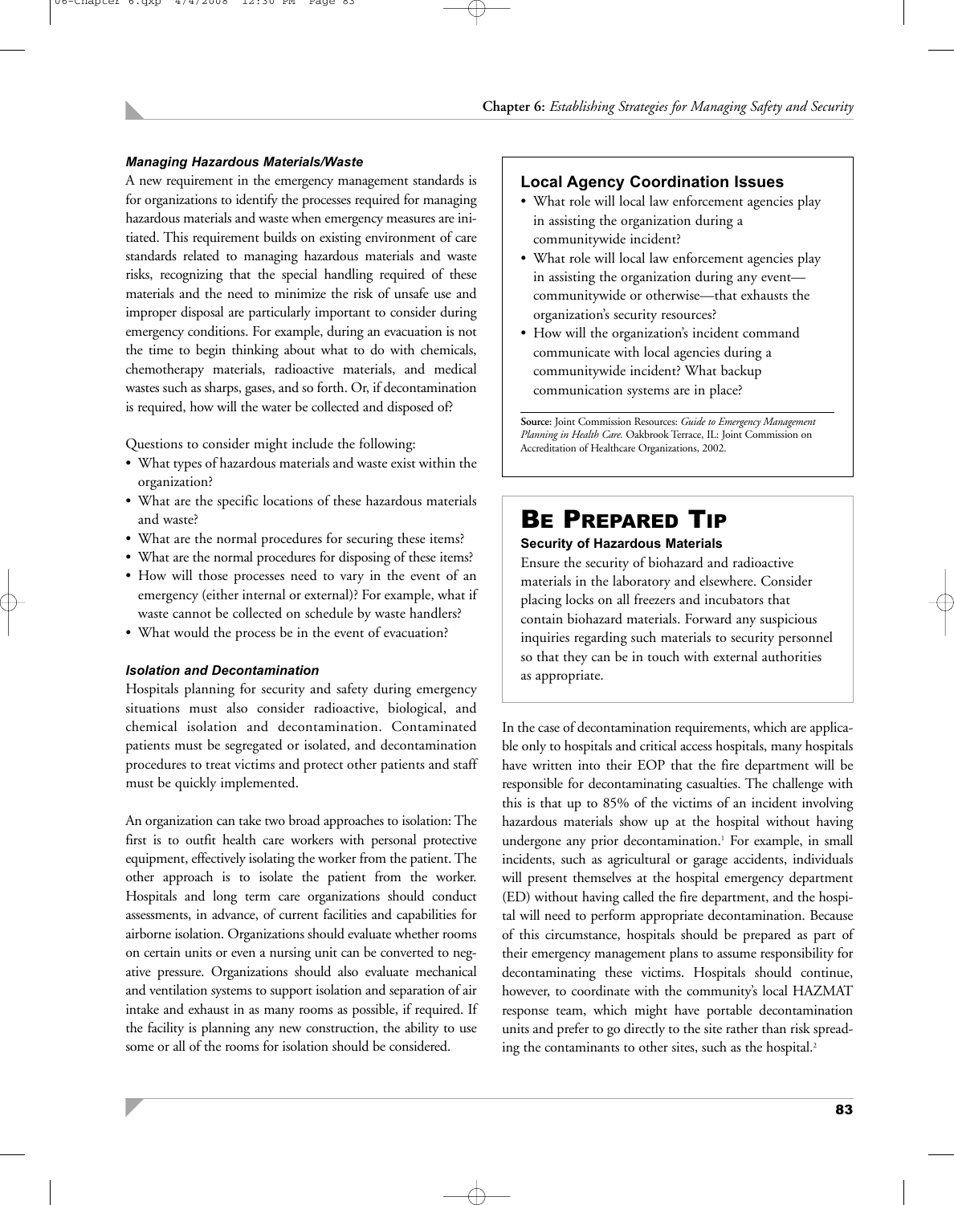### *Managing Hazardous Materials/Waste*

A new requirement in the emergency management standards is for organizations to identify the processes required for managing hazardous materials and waste when emergency measures are initiated. This requirement builds on existing environment of care standards related to managing hazardous materials and waste risks, recognizing that the special handling required of these materials and the need to minimize the risk of unsafe use and improper disposal are particularly important to consider during emergency conditions. For example, during an evacuation is not the time to begin thinking about what to do with chemicals, chemotherapy materials, radioactive materials, and medical wastes such as sharps, gases, and so forth. Or, if decontamination is required, how will the water be collected and disposed of?

Questions to consider might include the following:

- What types of hazardous materials and waste exist within the organization?
- What are the specific locations of these hazardous materials and waste?
- What are the normal procedures for securing these items?
- What are the normal procedures for disposing of these items?
- How will those processes need to vary in the event of an emergency (either internal or external)? For example, what if waste cannot be collected on schedule by waste handlers?
- What would the process be in the event of evacuation?

### *Isolation and Decontamination*

Hospitals planning for security and safety during emergency situations must also consider radioactive, biological, and chemical isolation and decontamination. Contaminated patients must be segregated or isolated, and decontamination procedures to treat victims and protect other patients and staff must be quickly implemented.

An organization can take two broad approaches to isolation: The first is to outfit health care workers with personal protective equipment, effectively isolating the worker from the patient. The other approach is to isolate the patient from the worker. Hospitals and long term care organizations should conduct assessments, in advance, of current facilities and capabilities for airborne isolation. Organizations should evaluate whether rooms on certain units or even a nursing unit can be converted to negative pressure. Organizations should also evaluate mechanical and ventilation systems to support isolation and separation of air intake and exhaust in as many rooms as possible, if required. If the facility is planning any new construction, the ability to use some or all of the rooms for isolation should be considered.

### Local Agency Coordination Issues

- What role will local law enforcement agencies play in assisting the organization during a communitywide incident?
- What role will local law enforcement agencies play in assisting the organization during any event—communitywide or otherwise—that exhausts the organization's security resources?
- How will the organization's incident command communicate with local agencies during a communitywide incident? What backup communication systems are in place?

**Source:** Joint Commission Resources: *Guide to Emergency Management Planning in Health Care.* Oakbrook Terrace, IL: Joint Commission on Accreditation of Healthcare Organizations, 2002.

## BE PREPARED TIP

**Security of Hazardous Materials**

Ensure the security of biohazard and radioactive materials in the laboratory and elsewhere. Consider placing locks on all freezers and incubators that contain biohazard materials. Forward any suspicious inquiries regarding such materials to security personnel so that they can be in touch with external authorities as appropriate.

In the case of decontamination requirements, which are applicable only to hospitals and critical access hospitals, many hospitals have written into their EOP that the fire department will be responsible for decontaminating casualties. The challenge with this is that up to 85% of the victims of an incident involving hazardous materials show up at the hospital without having undergone any prior decontamination.[1] For example, in small incidents, such as agricultural or garage accidents, individuals will present themselves at the hospital emergency department (ED) without having called the fire department, and the hospital will need to perform appropriate decontamination. Because of this circumstance, hospitals should be prepared as part of their emergency management plans to assume responsibility for decontaminating these victims. Hospitals should continue, however, to coordinate with the community's local HAZMAT response team, which might have portable decontamination units and prefer to go directly to the site rather than risk spreading the contaminants to other sites, such as the hospital.[2]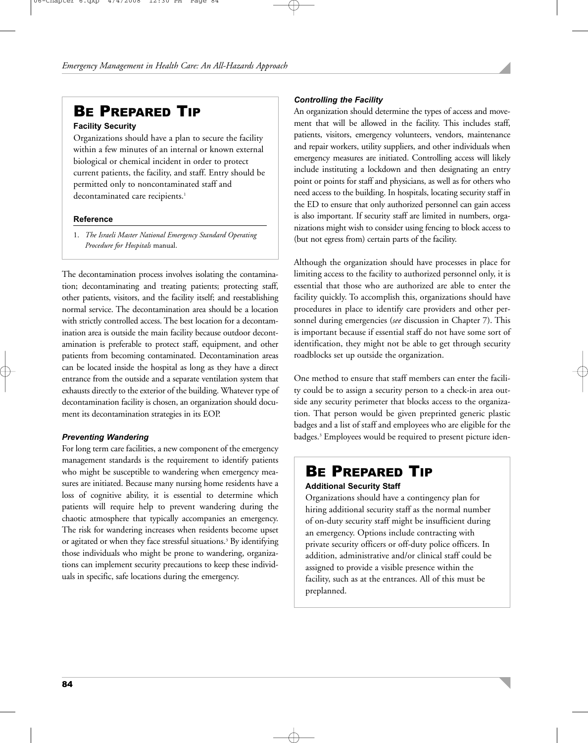## BE PREPARED TIP

**Facility Security**

Organizations should have a plan to secure the facility within a few minutes of an internal or known external biological or chemical incident in order to protect current patients, the facility, and staff. Entry should be permitted only to noncontaminated staff and decontaminated care recipients.[1]

**Reference**

1. *The Israeli Master National Emergency Standard Operating Procedure for Hospitals* manual.

The decontamination process involves isolating the contamination; decontaminating and treating patients; protecting staff, other patients, visitors, and the facility itself; and reestablishing normal service. The decontamination area should be a location with strictly controlled access. The best location for a decontamination area is outside the main facility because outdoor decontamination is preferable to protect staff, equipment, and other patients from becoming contaminated. Decontamination areas can be located inside the hospital as long as they have a direct entrance from the outside and a separate ventilation system that exhausts directly to the exterior of the building. Whatever type of decontamination facility is chosen, an organization should document its decontamination strategies in its EOP.

### *Preventing Wandering*

For long term care facilities, a new component of the emergency management standards is the requirement to identify patients who might be susceptible to wandering when emergency measures are initiated. Because many nursing home residents have a loss of cognitive ability, it is essential to determine which patients will require help to prevent wandering during the chaotic atmosphere that typically accompanies an emergency. The risk for wandering increases when residents become upset or agitated or when they face stressful situations.[3] By identifying those individuals who might be prone to wandering, organizations can implement security precautions to keep these individuals in specific, safe locations during the emergency.

### *Controlling the Facility*

An organization should determine the types of access and movement that will be allowed in the facility. This includes staff, patients, visitors, emergency volunteers, vendors, maintenance and repair workers, utility suppliers, and other individuals when emergency measures are initiated. Controlling access will likely include instituting a lockdown and then designating an entry point or points for staff and physicians, as well as for others who need access to the building. In hospitals, locating security staff in the ED to ensure that only authorized personnel can gain access is also important. If security staff are limited in numbers, organizations might wish to consider using fencing to block access to (but not egress from) certain parts of the facility.

Although the organization should have processes in place for limiting access to the facility to authorized personnel only, it is essential that those who are authorized are able to enter the facility quickly. To accomplish this, organizations should have procedures in place to identify care providers and other personnel during emergencies (*see* discussion in Chapter 7). This is important because if essential staff do not have some sort of identification, they might not be able to get through security roadblocks set up outside the organization.

One method to ensure that staff members can enter the facility could be to assign a security person to a check-in area outside any security perimeter that blocks access to the organization. That person would be given preprinted generic plastic badges and a list of staff and employees who are eligible for the badges.[3] Employees would be required to present picture iden-

## BE PREPARED TIP

**Additional Security Staff**

Organizations should have a contingency plan for hiring additional security staff as the normal number of on-duty security staff might be insufficient during an emergency. Options include contracting with private security officers or off-duty police officers. In addition, administrative and/or clinical staff could be assigned to provide a visible presence within the facility, such as at the entrances. All of this must be preplanned.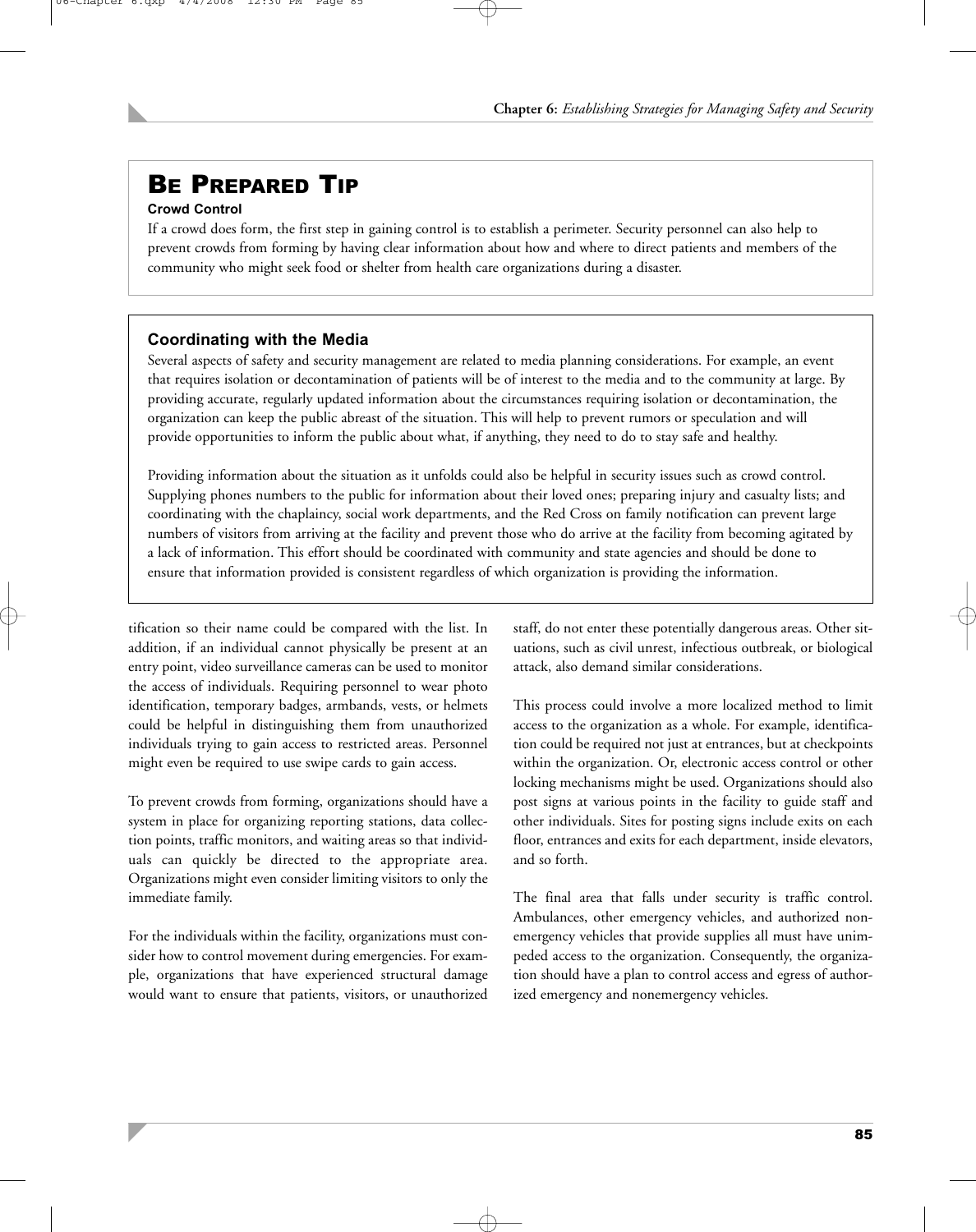## Be Prepared Tip

**Crowd Control**

If a crowd does form, the first step in gaining control is to establish a perimeter. Security personnel can also help to prevent crowds from forming by having clear information about how and where to direct patients and members of the community who might seek food or shelter from health care organizations during a disaster.

### Coordinating with the Media

Several aspects of safety and security management are related to media planning considerations. For example, an event that requires isolation or decontamination of patients will be of interest to the media and to the community at large. By providing accurate, regularly updated information about the circumstances requiring isolation or decontamination, the organization can keep the public abreast of the situation. This will help to prevent rumors or speculation and will provide opportunities to inform the public about what, if anything, they need to do to stay safe and healthy.

Providing information about the situation as it unfolds could also be helpful in security issues such as crowd control. Supplying phones numbers to the public for information about their loved ones; preparing injury and casualty lists; and coordinating with the chaplaincy, social work departments, and the Red Cross on family notification can prevent large numbers of visitors from arriving at the facility and prevent those who do arrive at the facility from becoming agitated by a lack of information. This effort should be coordinated with community and state agencies and should be done to ensure that information provided is consistent regardless of which organization is providing the information.

tification so their name could be compared with the list. In addition, if an individual cannot physically be present at an entry point, video surveillance cameras can be used to monitor the access of individuals. Requiring personnel to wear photo identification, temporary badges, armbands, vests, or helmets could be helpful in distinguishing them from unauthorized individuals trying to gain access to restricted areas. Personnel might even be required to use swipe cards to gain access.

To prevent crowds from forming, organizations should have a system in place for organizing reporting stations, data collection points, traffic monitors, and waiting areas so that individuals can quickly be directed to the appropriate area. Organizations might even consider limiting visitors to only the immediate family.

For the individuals within the facility, organizations must consider how to control movement during emergencies. For example, organizations that have experienced structural damage would want to ensure that patients, visitors, or unauthorized staff, do not enter these potentially dangerous areas. Other situations, such as civil unrest, infectious outbreak, or biological attack, also demand similar considerations.

This process could involve a more localized method to limit access to the organization as a whole. For example, identification could be required not just at entrances, but at checkpoints within the organization. Or, electronic access control or other locking mechanisms might be used. Organizations should also post signs at various points in the facility to guide staff and other individuals. Sites for posting signs include exits on each floor, entrances and exits for each department, inside elevators, and so forth.

The final area that falls under security is traffic control. Ambulances, other emergency vehicles, and authorized nonemergency vehicles that provide supplies all must have unimpeded access to the organization. Consequently, the organization should have a plan to control access and egress of authorized emergency and nonemergency vehicles.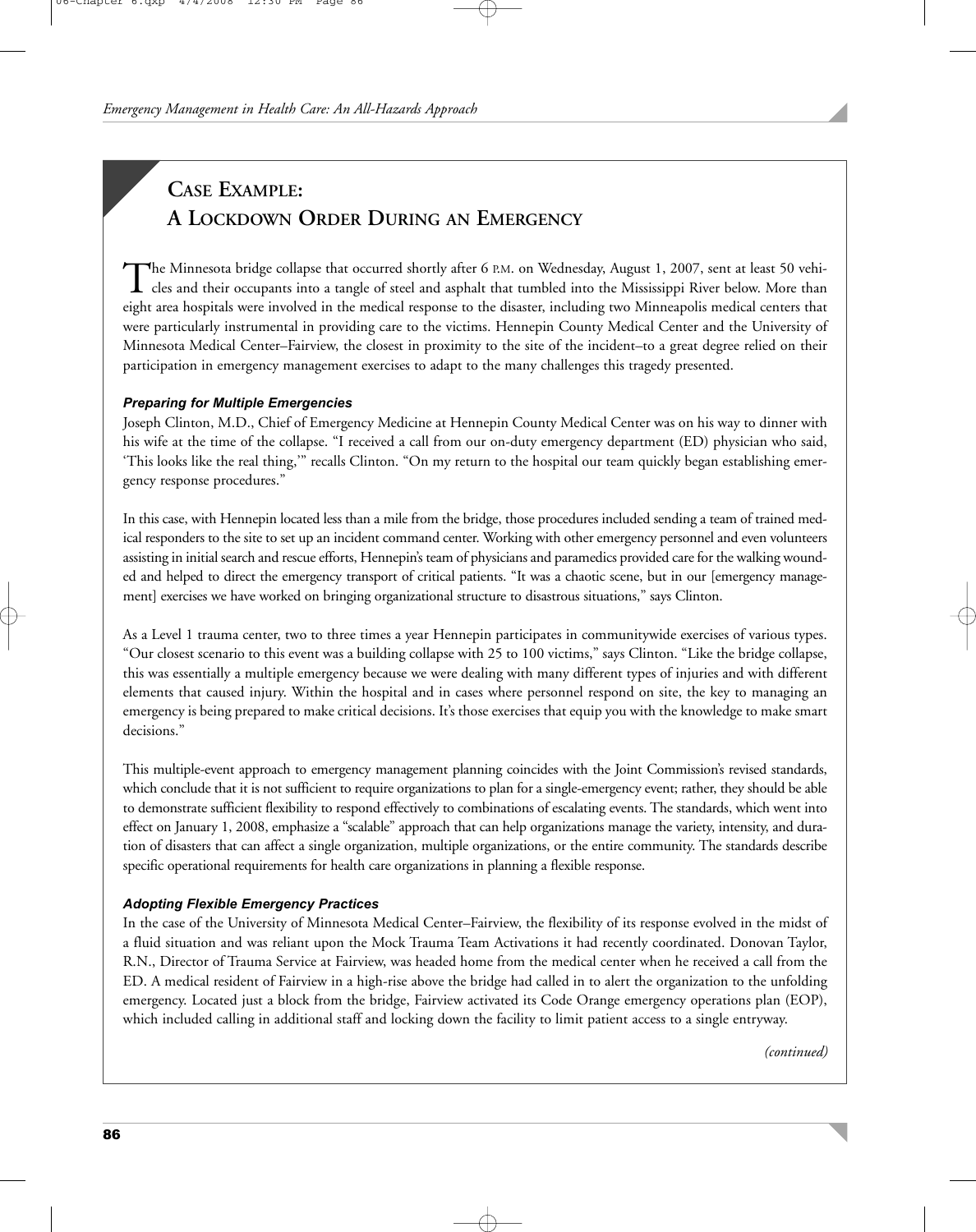## CASE EXAMPLE: A LOCKDOWN ORDER DURING AN EMERGENCY

The Minnesota bridge collapse that occurred shortly after 6 P.M. on Wednesday, August 1, 2007, sent at least 50 vehicles and their occupants into a tangle of steel and asphalt that tumbled into the Mississippi River below. More than eight area hospitals were involved in the medical response to the disaster, including two Minneapolis medical centers that were particularly instrumental in providing care to the victims. Hennepin County Medical Center and the University of Minnesota Medical Center–Fairview, the closest in proximity to the site of the incident–to a great degree relied on their participation in emergency management exercises to adapt to the many challenges this tragedy presented.

### *Preparing for Multiple Emergencies*

Joseph Clinton, M.D., Chief of Emergency Medicine at Hennepin County Medical Center was on his way to dinner with his wife at the time of the collapse. "I received a call from our on-duty emergency department (ED) physician who said, 'This looks like the real thing,'" recalls Clinton. "On my return to the hospital our team quickly began establishing emergency response procedures."

In this case, with Hennepin located less than a mile from the bridge, those procedures included sending a team of trained medical responders to the site to set up an incident command center. Working with other emergency personnel and even volunteers assisting in initial search and rescue efforts, Hennepin's team of physicians and paramedics provided care for the walking wounded and helped to direct the emergency transport of critical patients. "It was a chaotic scene, but in our [emergency management] exercises we have worked on bringing organizational structure to disastrous situations," says Clinton.

As a Level 1 trauma center, two to three times a year Hennepin participates in communitywide exercises of various types. "Our closest scenario to this event was a building collapse with 25 to 100 victims," says Clinton. "Like the bridge collapse, this was essentially a multiple emergency because we were dealing with many different types of injuries and with different elements that caused injury. Within the hospital and in cases where personnel respond on site, the key to managing an emergency is being prepared to make critical decisions. It's those exercises that equip you with the knowledge to make smart decisions."

This multiple-event approach to emergency management planning coincides with the Joint Commission's revised standards, which conclude that it is not sufficient to require organizations to plan for a single-emergency event; rather, they should be able to demonstrate sufficient flexibility to respond effectively to combinations of escalating events. The standards, which went into effect on January 1, 2008, emphasize a "scalable" approach that can help organizations manage the variety, intensity, and duration of disasters that can affect a single organization, multiple organizations, or the entire community. The standards describe specific operational requirements for health care organizations in planning a flexible response.

### *Adopting Flexible Emergency Practices*

In the case of the University of Minnesota Medical Center–Fairview, the flexibility of its response evolved in the midst of a fluid situation and was reliant upon the Mock Trauma Team Activations it had recently coordinated. Donovan Taylor, R.N., Director of Trauma Service at Fairview, was headed home from the medical center when he received a call from the ED. A medical resident of Fairview in a high-rise above the bridge had called in to alert the organization to the unfolding emergency. Located just a block from the bridge, Fairview activated its Code Orange emergency operations plan (EOP), which included calling in additional staff and locking down the facility to limit patient access to a single entryway.

*(continued)*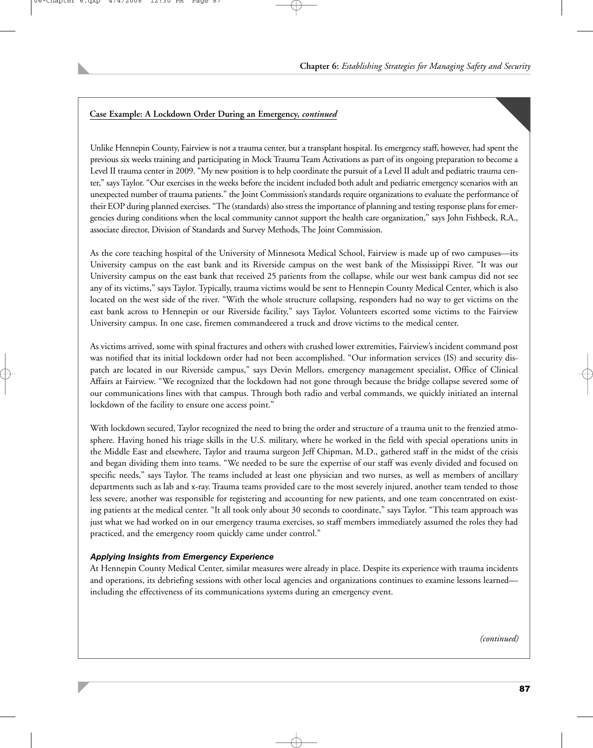**Case Example: A Lockdown Order During an Emergency, *continued***

Unlike Hennepin County, Fairview is not a trauma center, but a transplant hospital. Its emergency staff, however, had spent the previous six weeks training and participating in Mock Trauma Team Activations as part of its ongoing preparation to become a Level II trauma center in 2009. "My new position is to help coordinate the pursuit of a Level II adult and pediatric trauma center," says Taylor. "Our exercises in the weeks before the incident included both adult and pediatric emergency scenarios with an unexpected number of trauma patients." the Joint Commission's standards require organizations to evaluate the performance of their EOP during planned exercises. "The (standards) also stress the importance of planning and testing response plans for emergencies during conditions when the local community cannot support the health care organization," says John Fishbeck, R.A., associate director, Division of Standards and Survey Methods, The Joint Commission.

As the core teaching hospital of the University of Minnesota Medical School, Fairview is made up of two campuses—its University campus on the east bank and its Riverside campus on the west bank of the Mississippi River. "It was our University campus on the east bank that received 25 patients from the collapse, while our west bank campus did not see any of its victims," says Taylor. Typically, trauma victims would be sent to Hennepin County Medical Center, which is also located on the west side of the river. "With the whole structure collapsing, responders had no way to get victims on the east bank across to Hennepin or our Riverside facility," says Taylor. Volunteers escorted some victims to the Fairview University campus. In one case, firemen commandeered a truck and drove victims to the medical center.

As victims arrived, some with spinal fractures and others with crushed lower extremities, Fairview's incident command post was notified that its initial lockdown order had not been accomplished. "Our information services (IS) and security dispatch are located in our Riverside campus," says Devin Mellors, emergency management specialist, Office of Clinical Affairs at Fairview. "We recognized that the lockdown had not gone through because the bridge collapse severed some of our communications lines with that campus. Through both radio and verbal commands, we quickly initiated an internal lockdown of the facility to ensure one access point."

With lockdown secured, Taylor recognized the need to bring the order and structure of a trauma unit to the frenzied atmosphere. Having honed his triage skills in the U.S. military, where he worked in the field with special operations units in the Middle East and elsewhere, Taylor and trauma surgeon Jeff Chipman, M.D., gathered staff in the midst of the crisis and began dividing them into teams. "We needed to be sure the expertise of our staff was evenly divided and focused on specific needs," says Taylor. The teams included at least one physician and two nurses, as well as members of ancillary departments such as lab and x-ray. Trauma teams provided care to the most severely injured, another team tended to those less severe, another was responsible for registering and accounting for new patients, and one team concentrated on existing patients at the medical center. "It all took only about 30 seconds to coordinate," says Taylor. "This team approach was just what we had worked on in our emergency trauma exercises, so staff members immediately assumed the roles they had practiced, and the emergency room quickly came under control."

***Applying Insights from Emergency Experience***

At Hennepin County Medical Center, similar measures were already in place. Despite its experience with trauma incidents and operations, its debriefing sessions with other local agencies and organizations continues to examine lessons learned—including the effectiveness of its communications systems during an emergency event.

*(continued)*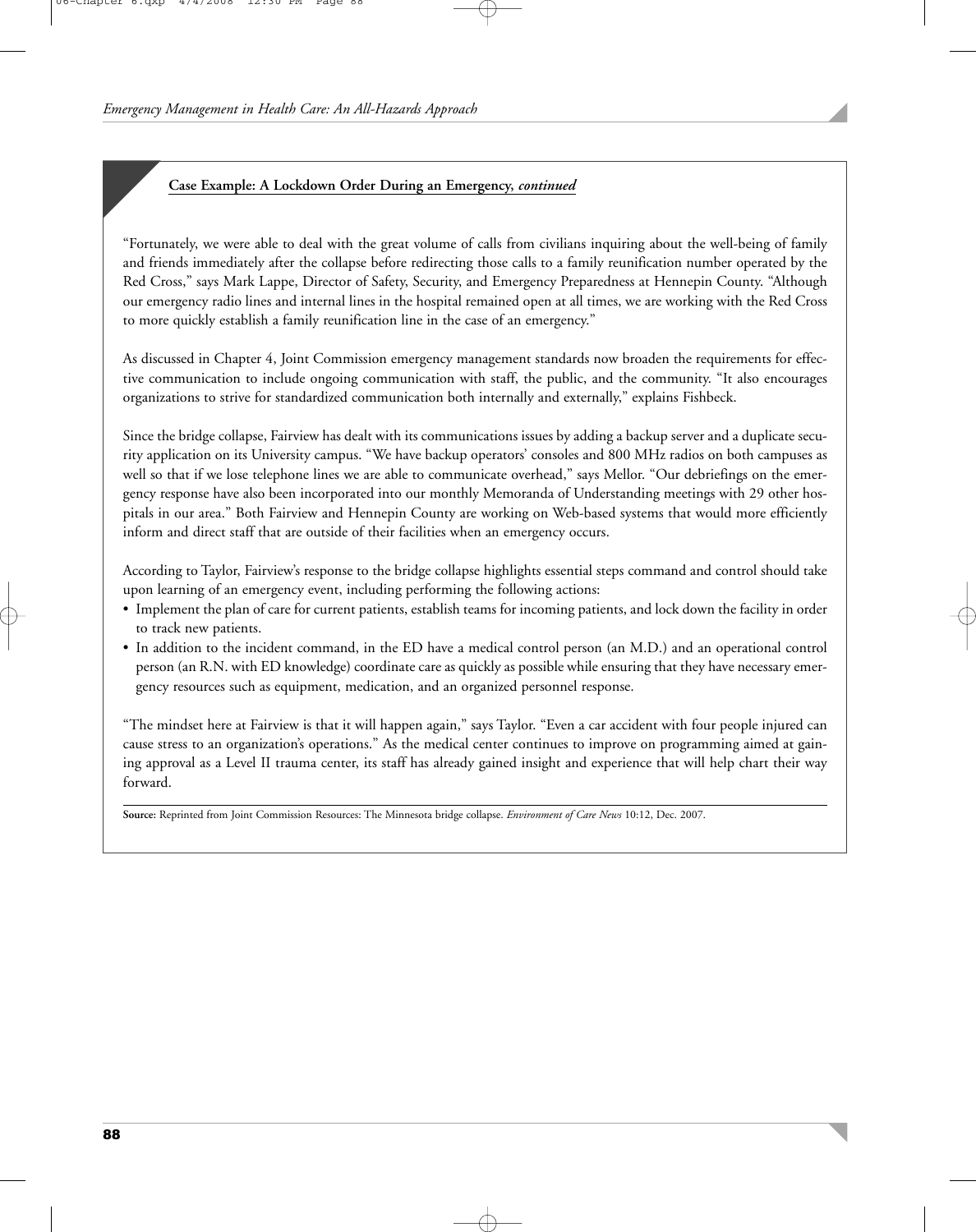**Case Example: A Lockdown Order During an Emergency, *continued***

"Fortunately, we were able to deal with the great volume of calls from civilians inquiring about the well-being of family and friends immediately after the collapse before redirecting those calls to a family reunification number operated by the Red Cross," says Mark Lappe, Director of Safety, Security, and Emergency Preparedness at Hennepin County. "Although our emergency radio lines and internal lines in the hospital remained open at all times, we are working with the Red Cross to more quickly establish a family reunification line in the case of an emergency."

As discussed in Chapter 4, Joint Commission emergency management standards now broaden the requirements for effective communication to include ongoing communication with staff, the public, and the community. "It also encourages organizations to strive for standardized communication both internally and externally," explains Fishbeck.

Since the bridge collapse, Fairview has dealt with its communications issues by adding a backup server and a duplicate security application on its University campus. "We have backup operators' consoles and 800 MHz radios on both campuses as well so that if we lose telephone lines we are able to communicate overhead," says Mellor. "Our debriefings on the emergency response have also been incorporated into our monthly Memoranda of Understanding meetings with 29 other hospitals in our area." Both Fairview and Hennepin County are working on Web-based systems that would more efficiently inform and direct staff that are outside of their facilities when an emergency occurs.

According to Taylor, Fairview's response to the bridge collapse highlights essential steps command and control should take upon learning of an emergency event, including performing the following actions:

- Implement the plan of care for current patients, establish teams for incoming patients, and lock down the facility in order to track new patients.
- In addition to the incident command, in the ED have a medical control person (an M.D.) and an operational control person (an R.N. with ED knowledge) coordinate care as quickly as possible while ensuring that they have necessary emergency resources such as equipment, medication, and an organized personnel response.

"The mindset here at Fairview is that it will happen again," says Taylor. "Even a car accident with four people injured can cause stress to an organization's operations." As the medical center continues to improve on programming aimed at gaining approval as a Level II trauma center, its staff has already gained insight and experience that will help chart their way forward.

**Source:** Reprinted from Joint Commission Resources: The Minnesota bridge collapse. *Environment of Care News* 10:12, Dec. 2007.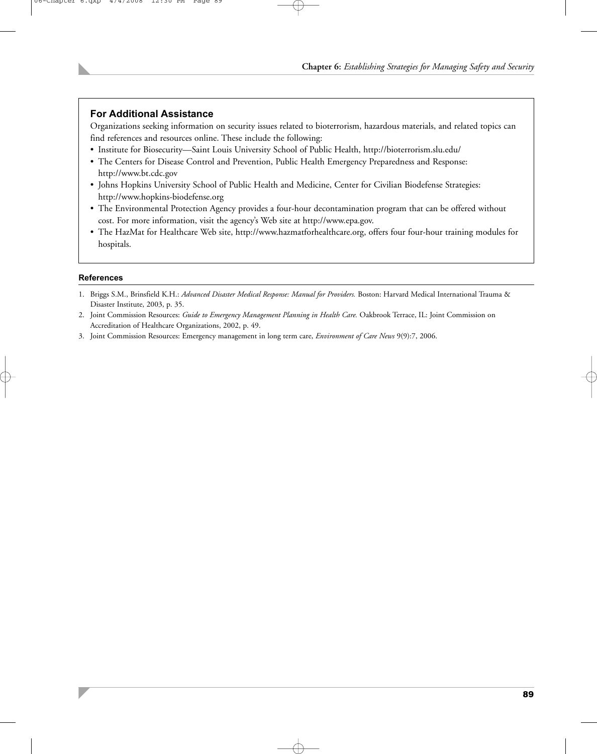## For Additional Assistance

Organizations seeking information on security issues related to bioterrorism, hazardous materials, and related topics can find references and resources online. These include the following:

- Institute for Biosecurity—Saint Louis University School of Public Health, http://bioterrorism.slu.edu/
- The Centers for Disease Control and Prevention, Public Health Emergency Preparedness and Response: http://www.bt.cdc.gov
- Johns Hopkins University School of Public Health and Medicine, Center for Civilian Biodefense Strategies: http://www.hopkins-biodefense.org
- The Environmental Protection Agency provides a four-hour decontamination program that can be offered without cost. For more information, visit the agency's Web site at http://www.epa.gov.
- The HazMat for Healthcare Web site, http://www.hazmatforhealthcare.org, offers four four-hour training modules for hospitals.

### References

1. Briggs S.M., Brinsfield K.H.: *Advanced Disaster Medical Response: Manual for Providers.* Boston: Harvard Medical International Trauma & Disaster Institute, 2003, p. 35.
2. Joint Commission Resources: *Guide to Emergency Management Planning in Health Care.* Oakbrook Terrace, IL: Joint Commission on Accreditation of Healthcare Organizations, 2002, p. 49.
3. Joint Commission Resources: Emergency management in long term care, *Environment of Care News* 9(9):7, 2006.